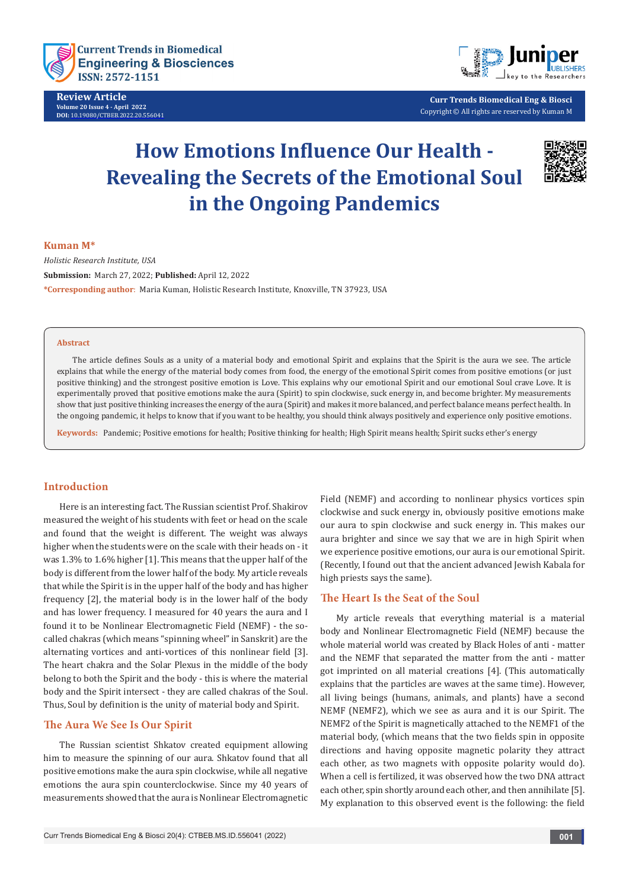Review Article
Volume 20 Issue 4 - April 2022
DOI: 10.19080/CTBEB.2022.20.556041

Curr Trends Biomedical Eng & Biosci
Copyright © All rights are reserved by Kuman M

# How Emotions Influence Our Health - Revealing the Secrets of the Emotional Soul in the Ongoing Pandemics

**Kuman M***

*Holistic Research Institute, USA*

**Submission:** March 27, 2022; **Published:** April 12, 2022

***Corresponding author**: Maria Kuman, Holistic Research Institute, Knoxville, TN 37923, USA

### Abstract

The article defines Souls as a unity of a material body and emotional Spirit and explains that the Spirit is the aura we see. The article explains that while the energy of the material body comes from food, the energy of the emotional Spirit comes from positive emotions (or just positive thinking) and the strongest positive emotion is Love. This explains why our emotional Spirit and our emotional Soul crave Love. It is experimentally proved that positive emotions make the aura (Spirit) to spin clockwise, suck energy in, and become brighter. My measurements show that just positive thinking increases the energy of the aura (Spirit) and makes it more balanced, and perfect balance means perfect health. In the ongoing pandemic, it helps to know that if you want to be healthy, you should think always positively and experience only positive emotions.

**Keywords:** Pandemic; Positive emotions for health; Positive thinking for health; High Spirit means health; Spirit sucks ether's energy

## Introduction

Here is an interesting fact. The Russian scientist Prof. Shakirov measured the weight of his students with feet or head on the scale and found that the weight is different. The weight was always higher when the students were on the scale with their heads on - it was 1.3% to 1.6% higher [1]. This means that the upper half of the body is different from the lower half of the body. My article reveals that while the Spirit is in the upper half of the body and has higher frequency [2], the material body is in the lower half of the body and has lower frequency. I measured for 40 years the aura and I found it to be Nonlinear Electromagnetic Field (NEMF) - the so-called chakras (which means "spinning wheel" in Sanskrit) are the alternating vortices and anti-vortices of this nonlinear field [3]. The heart chakra and the Solar Plexus in the middle of the body belong to both the Spirit and the body - this is where the material body and the Spirit intersect - they are called chakras of the Soul. Thus, Soul by definition is the unity of material body and Spirit.

## The Aura We See Is Our Spirit

The Russian scientist Shkatov created equipment allowing him to measure the spinning of our aura. Shkatov found that all positive emotions make the aura spin clockwise, while all negative emotions the aura spin counterclockwise. Since my 40 years of measurements showed that the aura is Nonlinear Electromagnetic Field (NEMF) and according to nonlinear physics vortices spin clockwise and suck energy in, obviously positive emotions make our aura to spin clockwise and suck energy in. This makes our aura brighter and since we say that we are in high Spirit when we experience positive emotions, our aura is our emotional Spirit. (Recently, I found out that the ancient advanced Jewish Kabala for high priests says the same).

## The Heart Is the Seat of the Soul

My article reveals that everything material is a material body and Nonlinear Electromagnetic Field (NEMF) because the whole material world was created by Black Holes of anti - matter and the NEMF that separated the matter from the anti - matter got imprinted on all material creations [4]. (This automatically explains that the particles are waves at the same time). However, all living beings (humans, animals, and plants) have a second NEMF (NEMF2), which we see as aura and it is our Spirit. The NEMF2 of the Spirit is magnetically attached to the NEMF1 of the material body, (which means that the two fields spin in opposite directions and having opposite magnetic polarity they attract each other, as two magnets with opposite polarity would do). When a cell is fertilized, it was observed how the two DNA attract each other, spin shortly around each other, and then annihilate [5]. My explanation to this observed event is the following: the field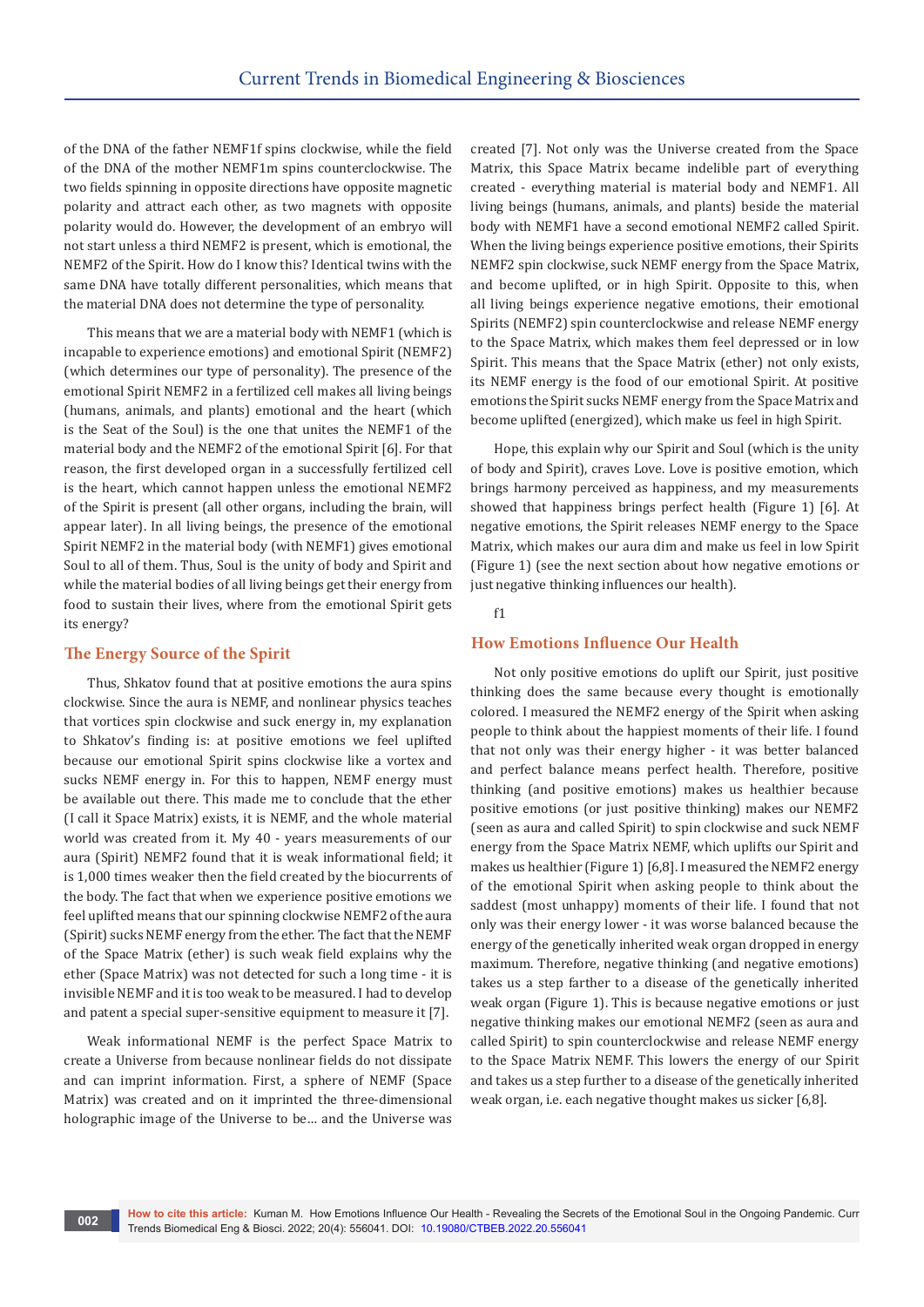of the DNA of the father NEMF1f spins clockwise, while the field of the DNA of the mother NEMF1m spins counterclockwise. The two fields spinning in opposite directions have opposite magnetic polarity and attract each other, as two magnets with opposite polarity would do. However, the development of an embryo will not start unless a third NEMF2 is present, which is emotional, the NEMF2 of the Spirit. How do I know this? Identical twins with the same DNA have totally different personalities, which means that the material DNA does not determine the type of personality.

This means that we are a material body with NEMF1 (which is incapable to experience emotions) and emotional Spirit (NEMF2) (which determines our type of personality). The presence of the emotional Spirit NEMF2 in a fertilized cell makes all living beings (humans, animals, and plants) emotional and the heart (which is the Seat of the Soul) is the one that unites the NEMF1 of the material body and the NEMF2 of the emotional Spirit [6]. For that reason, the first developed organ in a successfully fertilized cell is the heart, which cannot happen unless the emotional NEMF2 of the Spirit is present (all other organs, including the brain, will appear later). In all living beings, the presence of the emotional Spirit NEMF2 in the material body (with NEMF1) gives emotional Soul to all of them. Thus, Soul is the unity of body and Spirit and while the material bodies of all living beings get their energy from food to sustain their lives, where from the emotional Spirit gets its energy?

## The Energy Source of the Spirit

Thus, Shkatov found that at positive emotions the aura spins clockwise. Since the aura is NEMF, and nonlinear physics teaches that vortices spin clockwise and suck energy in, my explanation to Shkatov's finding is: at positive emotions we feel uplifted because our emotional Spirit spins clockwise like a vortex and sucks NEMF energy in. For this to happen, NEMF energy must be available out there. This made me to conclude that the ether (I call it Space Matrix) exists, it is NEMF, and the whole material world was created from it. My 40 - years measurements of our aura (Spirit) NEMF2 found that it is weak informational field; it is 1,000 times weaker then the field created by the biocurrents of the body. The fact that when we experience positive emotions we feel uplifted means that our spinning clockwise NEMF2 of the aura (Spirit) sucks NEMF energy from the ether. The fact that the NEMF of the Space Matrix (ether) is such weak field explains why the ether (Space Matrix) was not detected for such a long time - it is invisible NEMF and it is too weak to be measured. I had to develop and patent a special super-sensitive equipment to measure it [7].

Weak informational NEMF is the perfect Space Matrix to create a Universe from because nonlinear fields do not dissipate and can imprint information. First, a sphere of NEMF (Space Matrix) was created and on it imprinted the three-dimensional holographic image of the Universe to be… and the Universe was created [7]. Not only was the Universe created from the Space Matrix, this Space Matrix became indelible part of everything created - everything material is material body and NEMF1. All living beings (humans, animals, and plants) beside the material body with NEMF1 have a second emotional NEMF2 called Spirit. When the living beings experience positive emotions, their Spirits NEMF2 spin clockwise, suck NEMF energy from the Space Matrix, and become uplifted, or in high Spirit. Opposite to this, when all living beings experience negative emotions, their emotional Spirits (NEMF2) spin counterclockwise and release NEMF energy to the Space Matrix, which makes them feel depressed or in low Spirit. This means that the Space Matrix (ether) not only exists, its NEMF energy is the food of our emotional Spirit. At positive emotions the Spirit sucks NEMF energy from the Space Matrix and become uplifted (energized), which make us feel in high Spirit.

Hope, this explain why our Spirit and Soul (which is the unity of body and Spirit), craves Love. Love is positive emotion, which brings harmony perceived as happiness, and my measurements showed that happiness brings perfect health (Figure 1) [6]. At negative emotions, the Spirit releases NEMF energy to the Space Matrix, which makes our aura dim and make us feel in low Spirit (Figure 1) (see the next section about how negative emotions or just negative thinking influences our health).

f1

## How Emotions Influence Our Health

Not only positive emotions do uplift our Spirit, just positive thinking does the same because every thought is emotionally colored. I measured the NEMF2 energy of the Spirit when asking people to think about the happiest moments of their life. I found that not only was their energy higher - it was better balanced and perfect balance means perfect health. Therefore, positive thinking (and positive emotions) makes us healthier because positive emotions (or just positive thinking) makes our NEMF2 (seen as aura and called Spirit) to spin clockwise and suck NEMF energy from the Space Matrix NEMF, which uplifts our Spirit and makes us healthier (Figure 1) [6,8]. I measured the NEMF2 energy of the emotional Spirit when asking people to think about the saddest (most unhappy) moments of their life. I found that not only was their energy lower - it was worse balanced because the energy of the genetically inherited weak organ dropped in energy maximum. Therefore, negative thinking (and negative emotions) takes us a step farther to a disease of the genetically inherited weak organ (Figure 1). This is because negative emotions or just negative thinking makes our emotional NEMF2 (seen as aura and called Spirit) to spin counterclockwise and release NEMF energy to the Space Matrix NEMF. This lowers the energy of our Spirit and takes us a step further to a disease of the genetically inherited weak organ, i.e. each negative thought makes us sicker [6,8].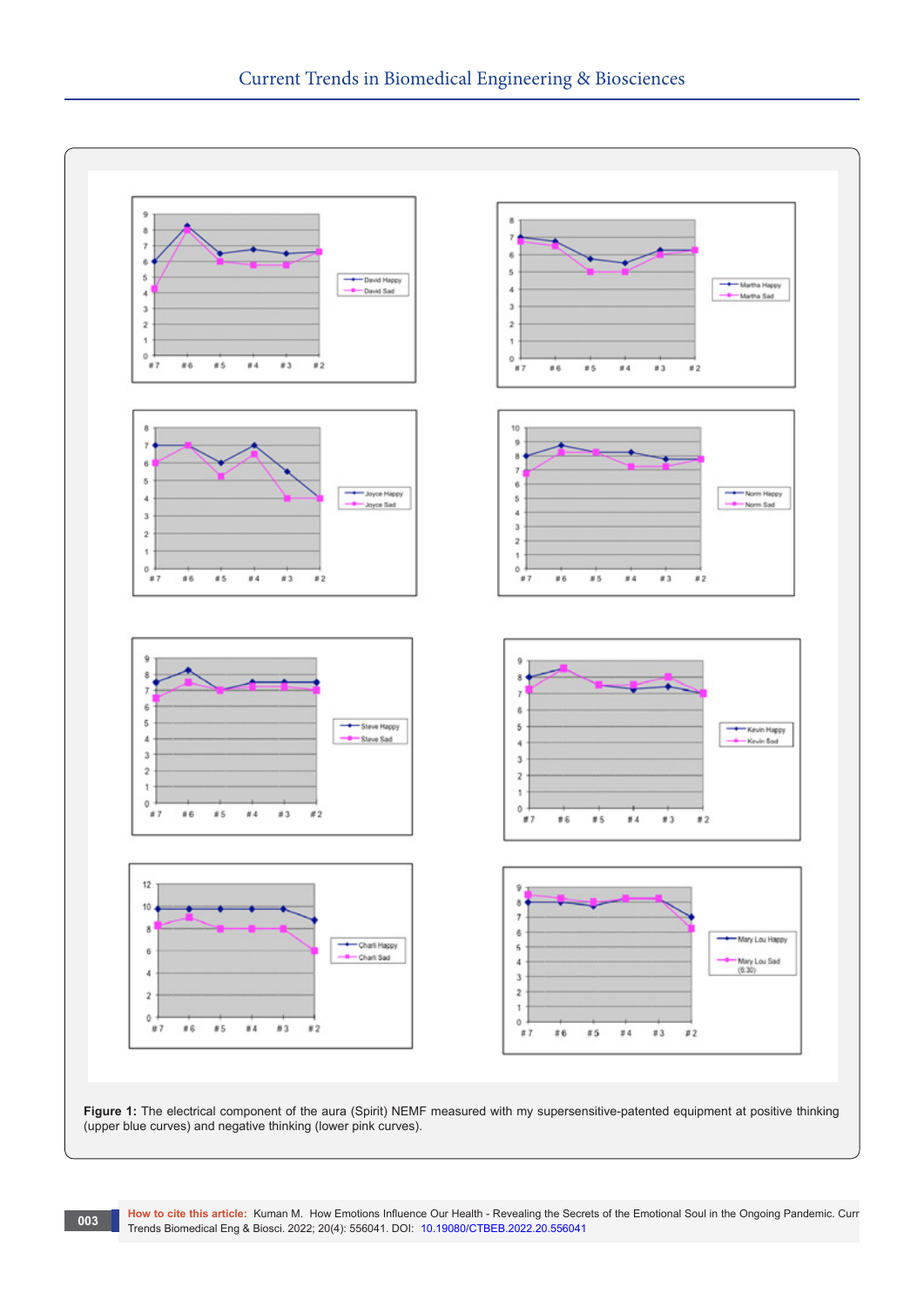Figure 1: The electrical component of the aura (Spirit) NEMF measured with my supersensitive-patented equipment at positive thinking (upper blue curves) and negative thinking (lower pink curves).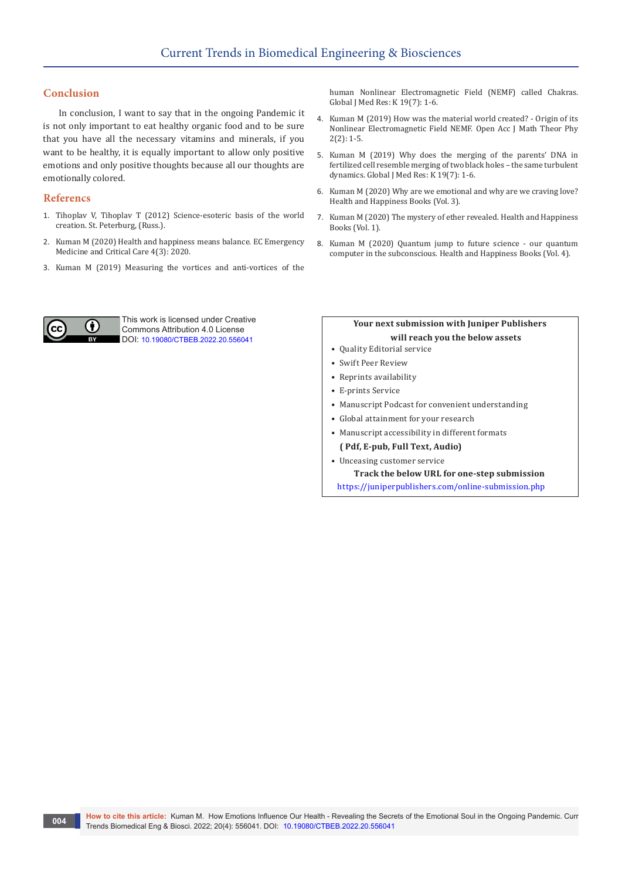## Conclusion

In conclusion, I want to say that in the ongoing Pandemic it is not only important to eat healthy organic food and to be sure that you have all the necessary vitamins and minerals, if you want to be healthy, it is equally important to allow only positive emotions and only positive thoughts because all our thoughts are emotionally colored.

## References

1. Tihoplav V, Tihoplav T (2012) Science-esoteric basis of the world creation. St. Peterburg, (Russ.).
2. Kuman M (2020) Health and happiness means balance. EC Emergency Medicine and Critical Care 4(3): 2020.
3. Kuman M (2019) Measuring the vortices and anti-vortices of the human Nonlinear Electromagnetic Field (NEMF) called Chakras. Global J Med Res: K 19(7): 1-6.
4. Kuman M (2019) How was the material world created? - Origin of its Nonlinear Electromagnetic Field NEMF. Open Acc J Math Theor Phy 2(2): 1-5.
5. Kuman M (2019) Why does the merging of the parents' DNA in fertilized cell resemble merging of two black holes – the same turbulent dynamics. Global J Med Res: K 19(7): 1-6.
6. Kuman M (2020) Why are we emotional and why are we craving love? Health and Happiness Books (Vol. 3).
7. Kuman M (2020) The mystery of ether revealed. Health and Happiness Books (Vol. 1).
8. Kuman M (2020) Quantum jump to future science - our quantum computer in the subconscious. Health and Happiness Books (Vol. 4).

This work is licensed under Creative Commons Attribution 4.0 License
DOI: 10.19080/CTBEB.2022.20.556041

**Your next submission with Juniper Publishers will reach you the below assets**

- Quality Editorial service
- Swift Peer Review
- Reprints availability
- E-prints Service
- Manuscript Podcast for convenient understanding
- Global attainment for your research
- Manuscript accessibility in different formats

  **( Pdf, E-pub, Full Text, Audio)**

- Unceasing customer service

**Track the below URL for one-step submission**

https://juniperpublishers.com/online-submission.php

**How to cite this article:** Kuman M. How Emotions Influence Our Health - Revealing the Secrets of the Emotional Soul in the Ongoing Pandemic. Curr Trends Biomedical Eng & Biosci. 2022; 20(4): 556041. DOI: 10.19080/CTBEB.2022.20.556041